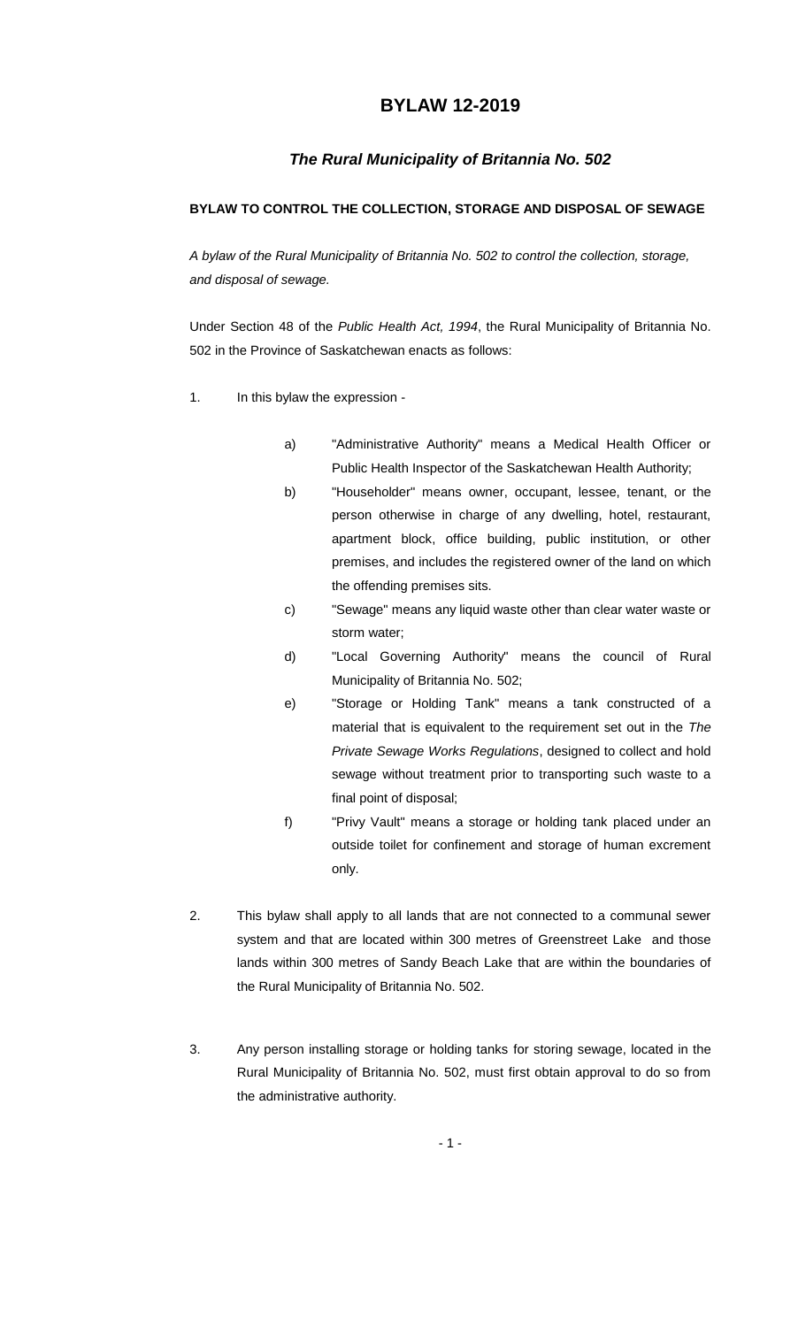# BYLAW 12-2019

## *The Rural Municipality of Britannia No. 502*

**BYLAW TO CONTROL THE COLLECTION, STORAGE AND DISPOSAL OF SEWAGE**

*A bylaw of the Rural Municipality of Britannia No. 502 to control the collection, storage, and disposal of sewage.*

Under Section 48 of the *Public Health Act, 1994*, the Rural Municipality of Britannia No. 502 in the Province of Saskatchewan enacts as follows:

1. In this bylaw the expression -

   a) "Administrative Authority" means a Medical Health Officer or Public Health Inspector of the Saskatchewan Health Authority;

   b) "Householder" means owner, occupant, lessee, tenant, or the person otherwise in charge of any dwelling, hotel, restaurant, apartment block, office building, public institution, or other premises, and includes the registered owner of the land on which the offending premises sits.

   c) "Sewage" means any liquid waste other than clear water waste or storm water;

   d) "Local Governing Authority" means the council of Rural Municipality of Britannia No. 502;

   e) "Storage or Holding Tank" means a tank constructed of a material that is equivalent to the requirement set out in the *The Private Sewage Works Regulations*, designed to collect and hold sewage without treatment prior to transporting such waste to a final point of disposal;

   f) "Privy Vault" means a storage or holding tank placed under an outside toilet for confinement and storage of human excrement only.

2. This bylaw shall apply to all lands that are not connected to a communal sewer system and that are located within 300 metres of Greenstreet Lake and those lands within 300 metres of Sandy Beach Lake that are within the boundaries of the Rural Municipality of Britannia No. 502.

3. Any person installing storage or holding tanks for storing sewage, located in the Rural Municipality of Britannia No. 502, must first obtain approval to do so from the administrative authority.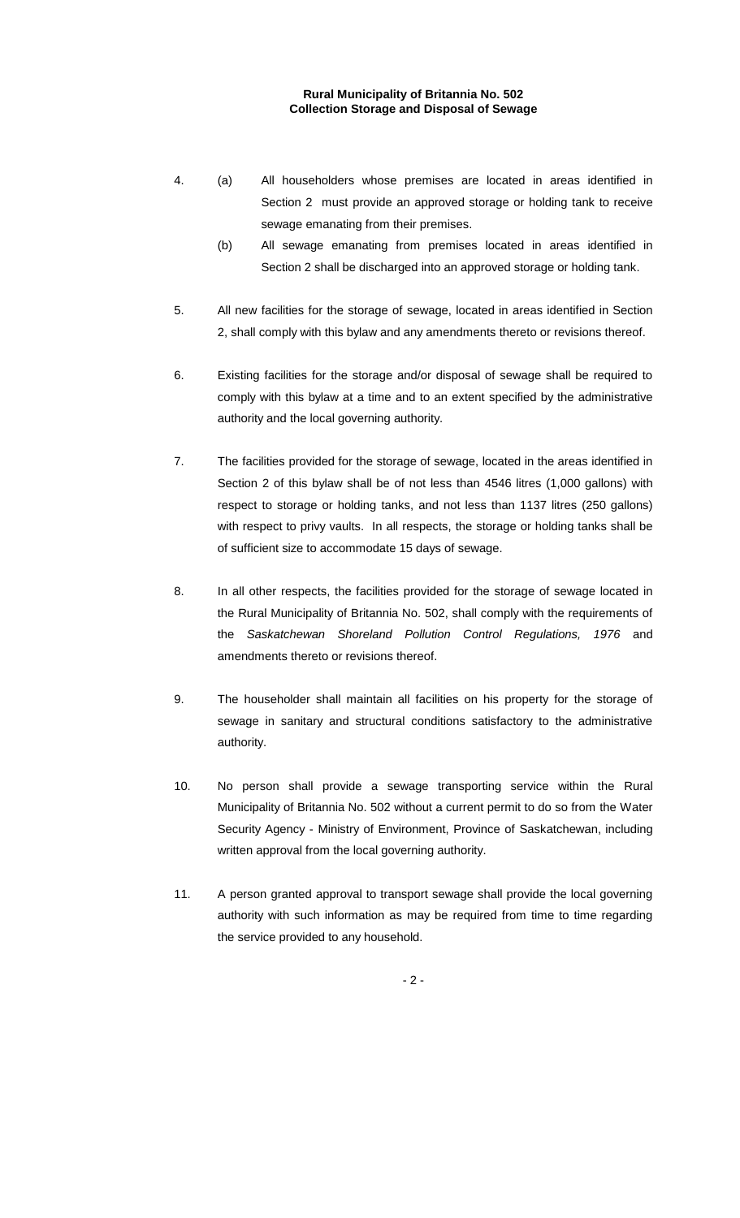4. (a) All householders whose premises are located in areas identified in Section 2 must provide an approved storage or holding tank to receive sewage emanating from their premises.

   (b) All sewage emanating from premises located in areas identified in Section 2 shall be discharged into an approved storage or holding tank.

5. All new facilities for the storage of sewage, located in areas identified in Section 2, shall comply with this bylaw and any amendments thereto or revisions thereof.

6. Existing facilities for the storage and/or disposal of sewage shall be required to comply with this bylaw at a time and to an extent specified by the administrative authority and the local governing authority.

7. The facilities provided for the storage of sewage, located in the areas identified in Section 2 of this bylaw shall be of not less than 4546 litres (1,000 gallons) with respect to storage or holding tanks, and not less than 1137 litres (250 gallons) with respect to privy vaults. In all respects, the storage or holding tanks shall be of sufficient size to accommodate 15 days of sewage.

8. In all other respects, the facilities provided for the storage of sewage located in the Rural Municipality of Britannia No. 502, shall comply with the requirements of the *Saskatchewan Shoreland Pollution Control Regulations, 1976* and amendments thereto or revisions thereof.

9. The householder shall maintain all facilities on his property for the storage of sewage in sanitary and structural conditions satisfactory to the administrative authority.

10. No person shall provide a sewage transporting service within the Rural Municipality of Britannia No. 502 without a current permit to do so from the Water Security Agency - Ministry of Environment, Province of Saskatchewan, including written approval from the local governing authority.

11. A person granted approval to transport sewage shall provide the local governing authority with such information as may be required from time to time regarding the service provided to any household.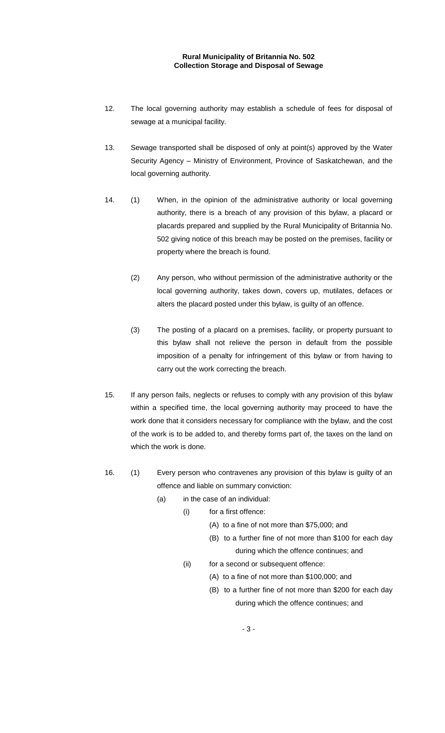12. The local governing authority may establish a schedule of fees for disposal of sewage at a municipal facility.

13. Sewage transported shall be disposed of only at point(s) approved by the Water Security Agency – Ministry of Environment, Province of Saskatchewan, and the local governing authority.

14. (1) When, in the opinion of the administrative authority or local governing authority, there is a breach of any provision of this bylaw, a placard or placards prepared and supplied by the Rural Municipality of Britannia No. 502 giving notice of this breach may be posted on the premises, facility or property where the breach is found.

    (2) Any person, who without permission of the administrative authority or the local governing authority, takes down, covers up, mutilates, defaces or alters the placard posted under this bylaw, is guilty of an offence.

    (3) The posting of a placard on a premises, facility, or property pursuant to this bylaw shall not relieve the person in default from the possible imposition of a penalty for infringement of this bylaw or from having to carry out the work correcting the breach.

15. If any person fails, neglects or refuses to comply with any provision of this bylaw within a specified time, the local governing authority may proceed to have the work done that it considers necessary for compliance with the bylaw, and the cost of the work is to be added to, and thereby forms part of, the taxes on the land on which the work is done.

16. (1) Every person who contravenes any provision of this bylaw is guilty of an offence and liable on summary conviction:

    (a) in the case of an individual:

    (i) for a first offence:

    (A) to a fine of not more than $75,000; and

    (B) to a further fine of not more than $100 for each day during which the offence continues; and

    (ii) for a second or subsequent offence:

    (A) to a fine of not more than $100,000; and

    (B) to a further fine of not more than $200 for each day during which the offence continues; and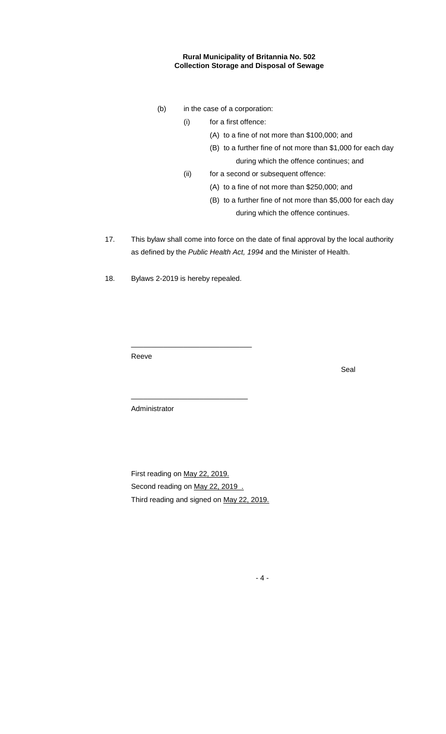(b) in the case of a corporation:

   (i) for a first offence:

      (A) to a fine of not more than $100,000; and

      (B) to a further fine of not more than $1,000 for each day during which the offence continues; and

   (ii) for a second or subsequent offence:

      (A) to a fine of not more than $250,000; and

      (B) to a further fine of not more than $5,000 for each day during which the offence continues.

17. This bylaw shall come into force on the date of final approval by the local authority as defined by the *Public Health Act, 1994* and the Minister of Health.

18. Bylaws 2-2019 is hereby repealed.

______________________________

Reeve

Seal

______________________________

Administrator

First reading on May 22, 2019.

Second reading on May 22, 2019 .

Third reading and signed on May 22, 2019.